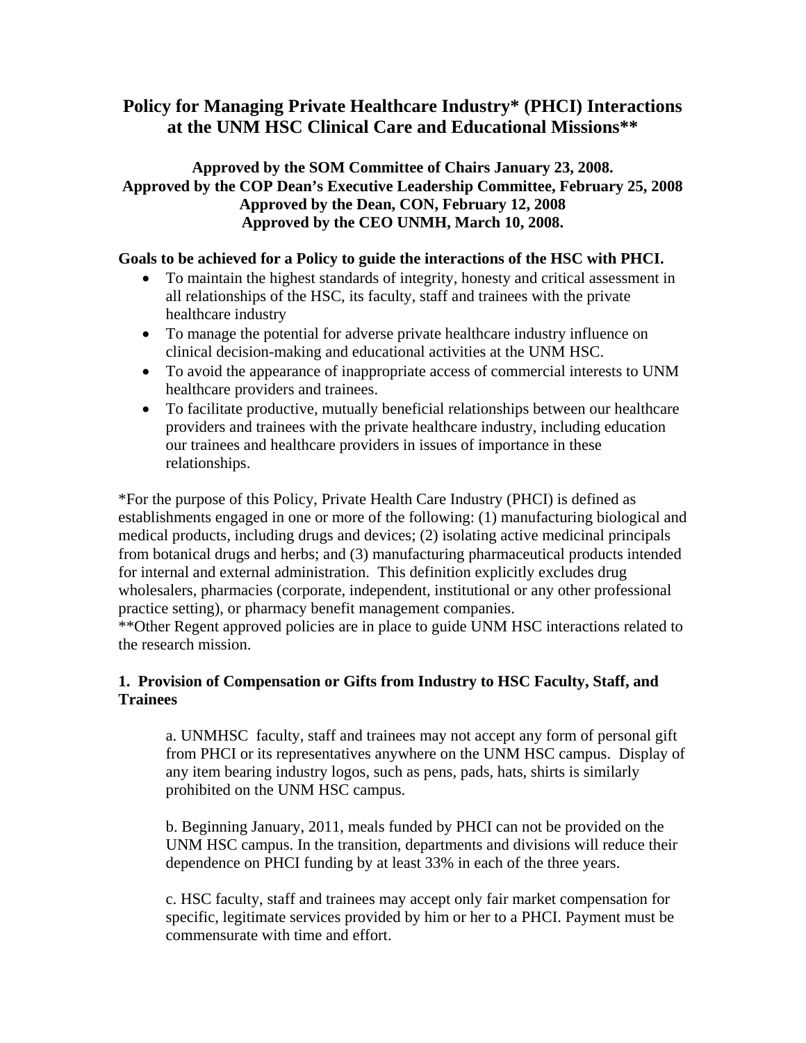# Policy for Managing Private Healthcare Industry* (PHCI) Interactions at the UNM HSC Clinical Care and Educational Missions**

**Approved by the SOM Committee of Chairs January 23, 2008.**
**Approved by the COP Dean's Executive Leadership Committee, February 25, 2008**
**Approved by the Dean, CON, February 12, 2008**
**Approved by the CEO UNMH, March 10, 2008.**

**Goals to be achieved for a Policy to guide the interactions of the HSC with PHCI.**

- To maintain the highest standards of integrity, honesty and critical assessment in all relationships of the HSC, its faculty, staff and trainees with the private healthcare industry
- To manage the potential for adverse private healthcare industry influence on clinical decision-making and educational activities at the UNM HSC.
- To avoid the appearance of inappropriate access of commercial interests to UNM healthcare providers and trainees.
- To facilitate productive, mutually beneficial relationships between our healthcare providers and trainees with the private healthcare industry, including education our trainees and healthcare providers in issues of importance in these relationships.

*For the purpose of this Policy, Private Health Care Industry (PHCI) is defined as establishments engaged in one or more of the following: (1) manufacturing biological and medical products, including drugs and devices; (2) isolating active medicinal principals from botanical drugs and herbs; and (3) manufacturing pharmaceutical products intended for internal and external administration. This definition explicitly excludes drug wholesalers, pharmacies (corporate, independent, institutional or any other professional practice setting), or pharmacy benefit management companies.
**Other Regent approved policies are in place to guide UNM HSC interactions related to the research mission.

### 1. Provision of Compensation or Gifts from Industry to HSC Faculty, Staff, and Trainees

a. UNMHSC faculty, staff and trainees may not accept any form of personal gift from PHCI or its representatives anywhere on the UNM HSC campus. Display of any item bearing industry logos, such as pens, pads, hats, shirts is similarly prohibited on the UNM HSC campus.

b. Beginning January, 2011, meals funded by PHCI can not be provided on the UNM HSC campus. In the transition, departments and divisions will reduce their dependence on PHCI funding by at least 33% in each of the three years.

c. HSC faculty, staff and trainees may accept only fair market compensation for specific, legitimate services provided by him or her to a PHCI. Payment must be commensurate with time and effort.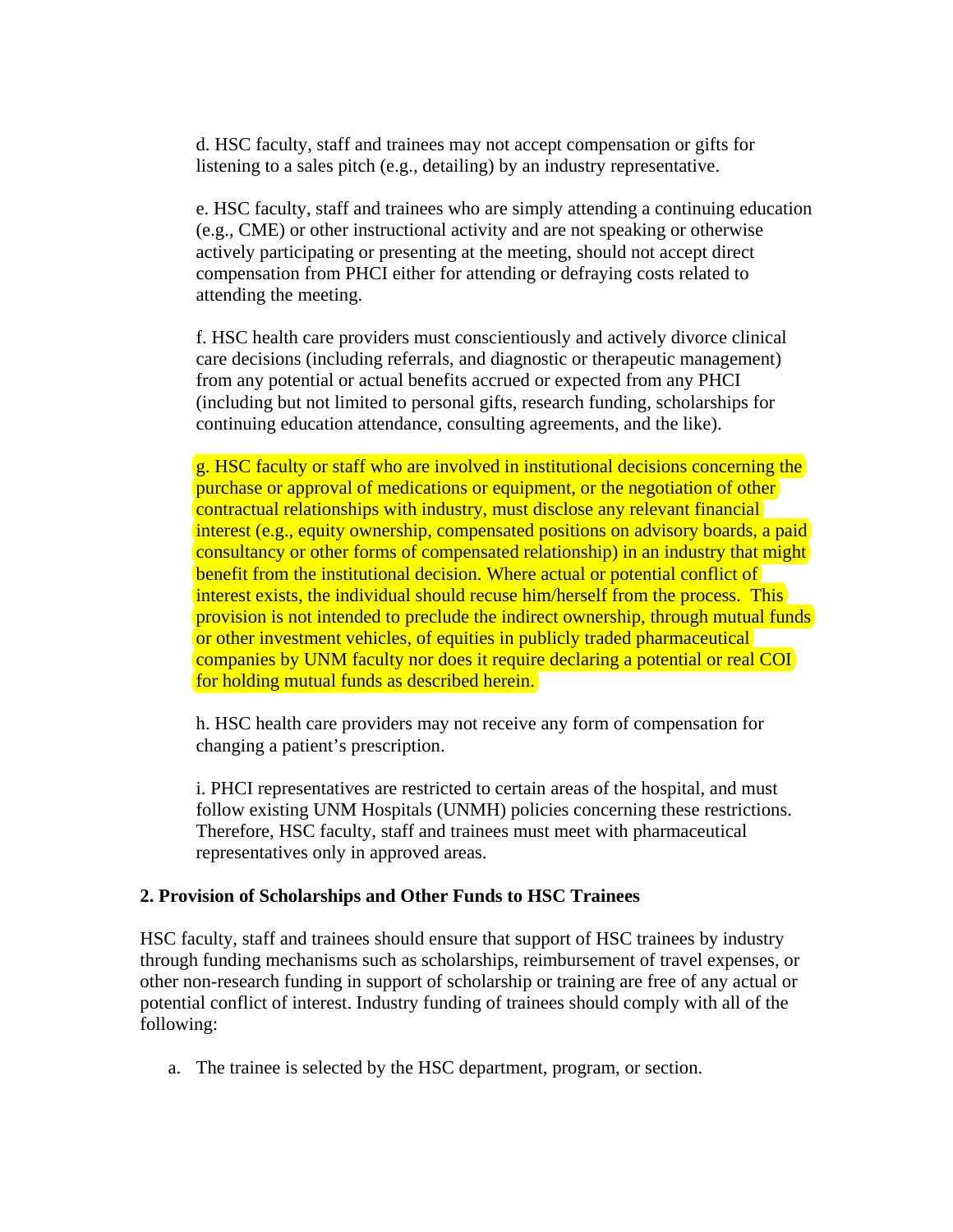d. HSC faculty, staff and trainees may not accept compensation or gifts for listening to a sales pitch (e.g., detailing) by an industry representative.

e. HSC faculty, staff and trainees who are simply attending a continuing education (e.g., CME) or other instructional activity and are not speaking or otherwise actively participating or presenting at the meeting, should not accept direct compensation from PHCI either for attending or defraying costs related to attending the meeting.

f. HSC health care providers must conscientiously and actively divorce clinical care decisions (including referrals, and diagnostic or therapeutic management) from any potential or actual benefits accrued or expected from any PHCI (including but not limited to personal gifts, research funding, scholarships for continuing education attendance, consulting agreements, and the like).

g. HSC faculty or staff who are involved in institutional decisions concerning the purchase or approval of medications or equipment, or the negotiation of other contractual relationships with industry, must disclose any relevant financial interest (e.g., equity ownership, compensated positions on advisory boards, a paid consultancy or other forms of compensated relationship) in an industry that might benefit from the institutional decision. Where actual or potential conflict of interest exists, the individual should recuse him/herself from the process. This provision is not intended to preclude the indirect ownership, through mutual funds or other investment vehicles, of equities in publicly traded pharmaceutical companies by UNM faculty nor does it require declaring a potential or real COI for holding mutual funds as described herein.

h. HSC health care providers may not receive any form of compensation for changing a patient's prescription.

i. PHCI representatives are restricted to certain areas of the hospital, and must follow existing UNM Hospitals (UNMH) policies concerning these restrictions. Therefore, HSC faculty, staff and trainees must meet with pharmaceutical representatives only in approved areas.

**2. Provision of Scholarships and Other Funds to HSC Trainees**

HSC faculty, staff and trainees should ensure that support of HSC trainees by industry through funding mechanisms such as scholarships, reimbursement of travel expenses, or other non-research funding in support of scholarship or training are free of any actual or potential conflict of interest. Industry funding of trainees should comply with all of the following:

a. The trainee is selected by the HSC department, program, or section.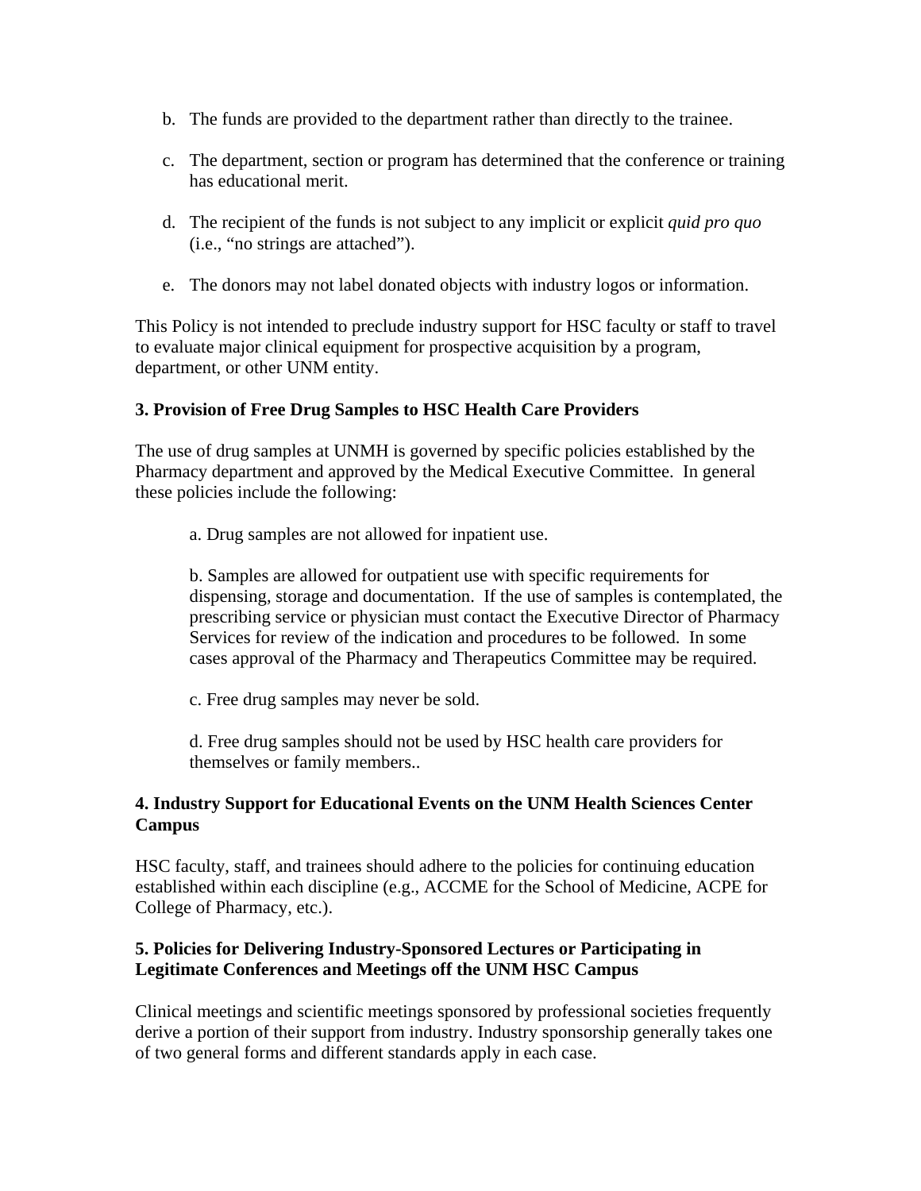b. The funds are provided to the department rather than directly to the trainee.

c. The department, section or program has determined that the conference or training has educational merit.

d. The recipient of the funds is not subject to any implicit or explicit *quid pro quo* (i.e., “no strings are attached”).

e. The donors may not label donated objects with industry logos or information.

This Policy is not intended to preclude industry support for HSC faculty or staff to travel to evaluate major clinical equipment for prospective acquisition by a program, department, or other UNM entity.

**3. Provision of Free Drug Samples to HSC Health Care Providers**

The use of drug samples at UNMH is governed by specific policies established by the Pharmacy department and approved by the Medical Executive Committee. In general these policies include the following:

a. Drug samples are not allowed for inpatient use.

b. Samples are allowed for outpatient use with specific requirements for dispensing, storage and documentation. If the use of samples is contemplated, the prescribing service or physician must contact the Executive Director of Pharmacy Services for review of the indication and procedures to be followed. In some cases approval of the Pharmacy and Therapeutics Committee may be required.

c. Free drug samples may never be sold.

d. Free drug samples should not be used by HSC health care providers for themselves or family members..

**4. Industry Support for Educational Events on the UNM Health Sciences Center Campus**

HSC faculty, staff, and trainees should adhere to the policies for continuing education established within each discipline (e.g., ACCME for the School of Medicine, ACPE for College of Pharmacy, etc.).

**5. Policies for Delivering Industry-Sponsored Lectures or Participating in Legitimate Conferences and Meetings off the UNM HSC Campus**

Clinical meetings and scientific meetings sponsored by professional societies frequently derive a portion of their support from industry. Industry sponsorship generally takes one of two general forms and different standards apply in each case.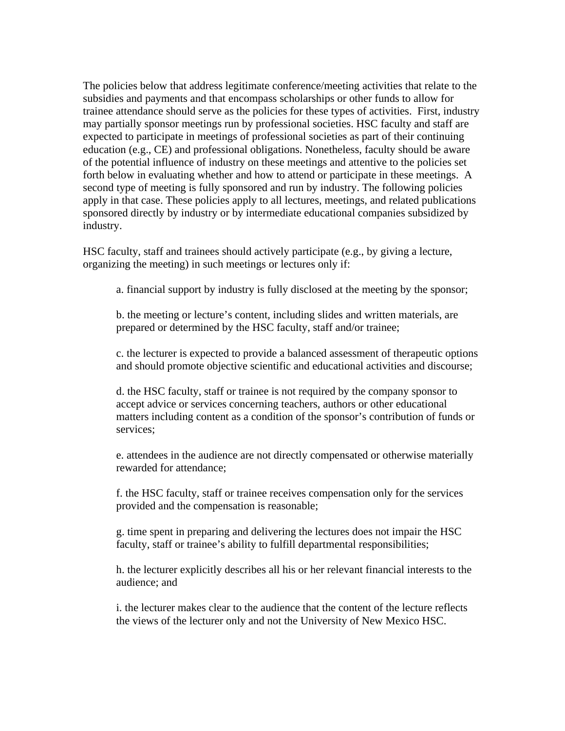The policies below that address legitimate conference/meeting activities that relate to the subsidies and payments and that encompass scholarships or other funds to allow for trainee attendance should serve as the policies for these types of activities. First, industry may partially sponsor meetings run by professional societies. HSC faculty and staff are expected to participate in meetings of professional societies as part of their continuing education (e.g., CE) and professional obligations. Nonetheless, faculty should be aware of the potential influence of industry on these meetings and attentive to the policies set forth below in evaluating whether and how to attend or participate in these meetings. A second type of meeting is fully sponsored and run by industry. The following policies apply in that case. These policies apply to all lectures, meetings, and related publications sponsored directly by industry or by intermediate educational companies subsidized by industry.

HSC faculty, staff and trainees should actively participate (e.g., by giving a lecture, organizing the meeting) in such meetings or lectures only if:

a. financial support by industry is fully disclosed at the meeting by the sponsor;

b. the meeting or lecture's content, including slides and written materials, are prepared or determined by the HSC faculty, staff and/or trainee;

c. the lecturer is expected to provide a balanced assessment of therapeutic options and should promote objective scientific and educational activities and discourse;

d. the HSC faculty, staff or trainee is not required by the company sponsor to accept advice or services concerning teachers, authors or other educational matters including content as a condition of the sponsor's contribution of funds or services;

e. attendees in the audience are not directly compensated or otherwise materially rewarded for attendance;

f. the HSC faculty, staff or trainee receives compensation only for the services provided and the compensation is reasonable;

g. time spent in preparing and delivering the lectures does not impair the HSC faculty, staff or trainee's ability to fulfill departmental responsibilities;

h. the lecturer explicitly describes all his or her relevant financial interests to the audience; and

i. the lecturer makes clear to the audience that the content of the lecture reflects the views of the lecturer only and not the University of New Mexico HSC.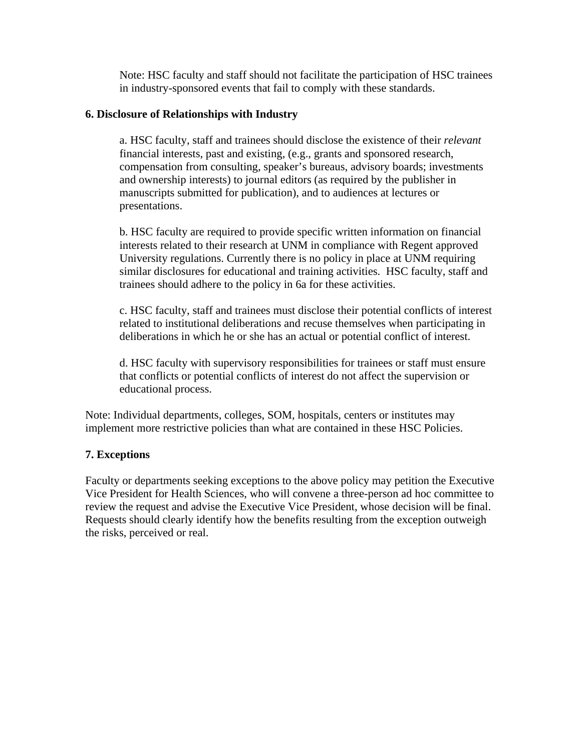Note: HSC faculty and staff should not facilitate the participation of HSC trainees in industry-sponsored events that fail to comply with these standards.

**6. Disclosure of Relationships with Industry**

a. HSC faculty, staff and trainees should disclose the existence of their *relevant* financial interests, past and existing, (e.g., grants and sponsored research, compensation from consulting, speaker's bureaus, advisory boards; investments and ownership interests) to journal editors (as required by the publisher in manuscripts submitted for publication), and to audiences at lectures or presentations.

b. HSC faculty are required to provide specific written information on financial interests related to their research at UNM in compliance with Regent approved University regulations. Currently there is no policy in place at UNM requiring similar disclosures for educational and training activities. HSC faculty, staff and trainees should adhere to the policy in 6a for these activities.

c. HSC faculty, staff and trainees must disclose their potential conflicts of interest related to institutional deliberations and recuse themselves when participating in deliberations in which he or she has an actual or potential conflict of interest.

d. HSC faculty with supervisory responsibilities for trainees or staff must ensure that conflicts or potential conflicts of interest do not affect the supervision or educational process.

Note: Individual departments, colleges, SOM, hospitals, centers or institutes may implement more restrictive policies than what are contained in these HSC Policies.

**7. Exceptions**

Faculty or departments seeking exceptions to the above policy may petition the Executive Vice President for Health Sciences, who will convene a three-person ad hoc committee to review the request and advise the Executive Vice President, whose decision will be final. Requests should clearly identify how the benefits resulting from the exception outweigh the risks, perceived or real.